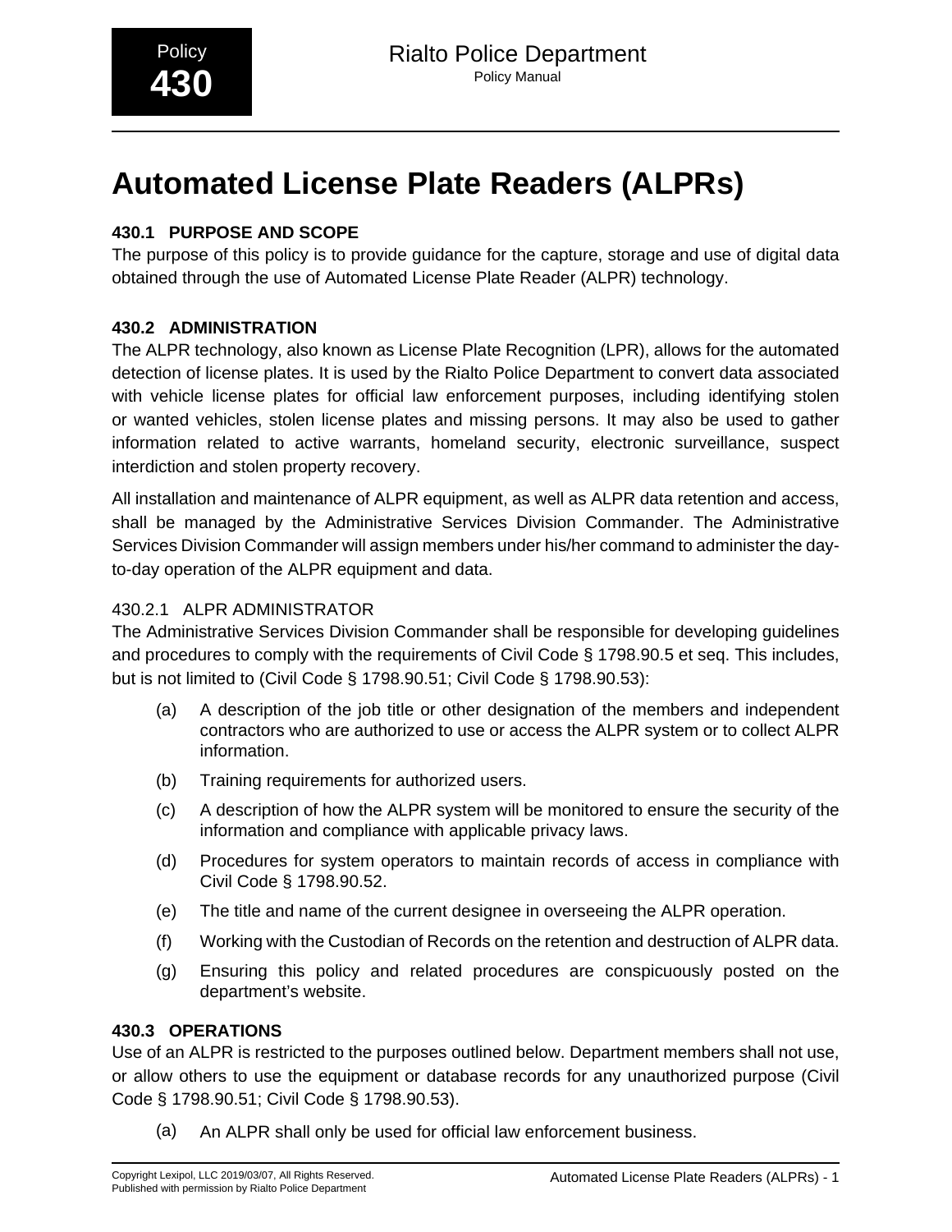Policy **430**

Rialto Police Department
Policy Manual

# Automated License Plate Readers (ALPRs)

### 430.1 PURPOSE AND SCOPE

The purpose of this policy is to provide guidance for the capture, storage and use of digital data obtained through the use of Automated License Plate Reader (ALPR) technology.

### 430.2 ADMINISTRATION

The ALPR technology, also known as License Plate Recognition (LPR), allows for the automated detection of license plates. It is used by the Rialto Police Department to convert data associated with vehicle license plates for official law enforcement purposes, including identifying stolen or wanted vehicles, stolen license plates and missing persons. It may also be used to gather information related to active warrants, homeland security, electronic surveillance, suspect interdiction and stolen property recovery.

All installation and maintenance of ALPR equipment, as well as ALPR data retention and access, shall be managed by the Administrative Services Division Commander. The Administrative Services Division Commander will assign members under his/her command to administer the day-to-day operation of the ALPR equipment and data.

#### 430.2.1 ALPR ADMINISTRATOR

The Administrative Services Division Commander shall be responsible for developing guidelines and procedures to comply with the requirements of Civil Code § 1798.90.5 et seq. This includes, but is not limited to (Civil Code § 1798.90.51; Civil Code § 1798.90.53):

(a) A description of the job title or other designation of the members and independent contractors who are authorized to use or access the ALPR system or to collect ALPR information.

(b) Training requirements for authorized users.

(c) A description of how the ALPR system will be monitored to ensure the security of the information and compliance with applicable privacy laws.

(d) Procedures for system operators to maintain records of access in compliance with Civil Code § 1798.90.52.

(e) The title and name of the current designee in overseeing the ALPR operation.

(f) Working with the Custodian of Records on the retention and destruction of ALPR data.

(g) Ensuring this policy and related procedures are conspicuously posted on the department's website.

### 430.3 OPERATIONS

Use of an ALPR is restricted to the purposes outlined below. Department members shall not use, or allow others to use the equipment or database records for any unauthorized purpose (Civil Code § 1798.90.51; Civil Code § 1798.90.53).

(a) An ALPR shall only be used for official law enforcement business.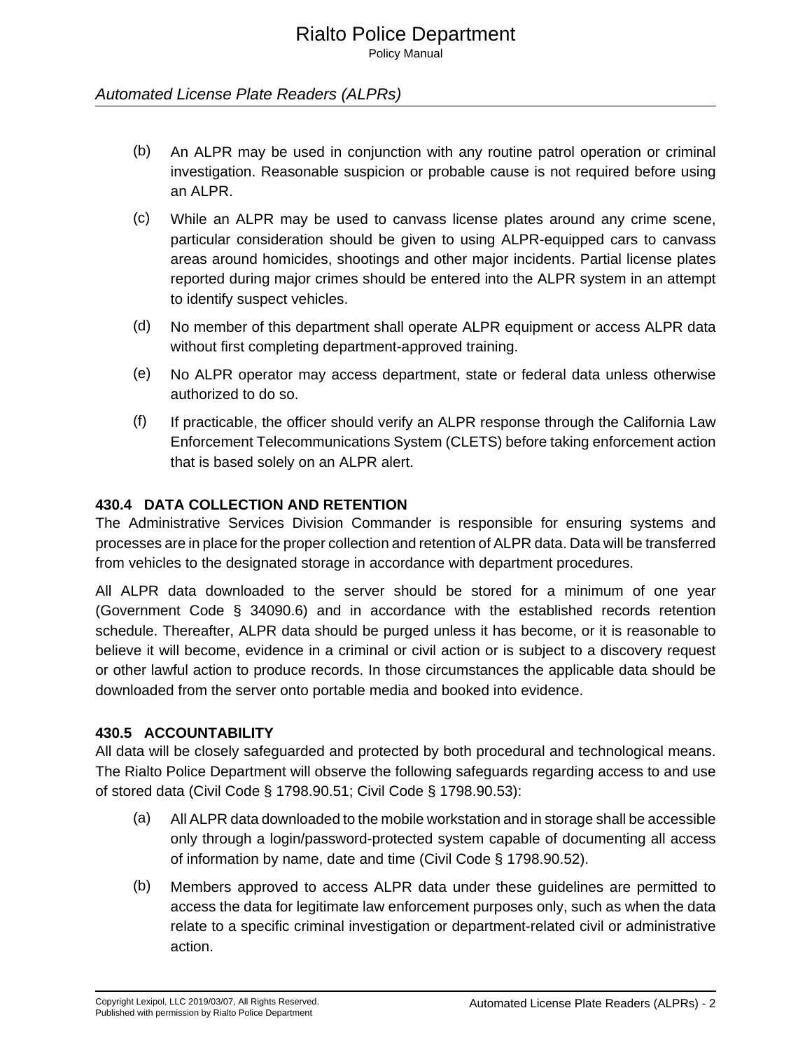(b) An ALPR may be used in conjunction with any routine patrol operation or criminal investigation. Reasonable suspicion or probable cause is not required before using an ALPR.

(c) While an ALPR may be used to canvass license plates around any crime scene, particular consideration should be given to using ALPR-equipped cars to canvass areas around homicides, shootings and other major incidents. Partial license plates reported during major crimes should be entered into the ALPR system in an attempt to identify suspect vehicles.

(d) No member of this department shall operate ALPR equipment or access ALPR data without first completing department-approved training.

(e) No ALPR operator may access department, state or federal data unless otherwise authorized to do so.

(f) If practicable, the officer should verify an ALPR response through the California Law Enforcement Telecommunications System (CLETS) before taking enforcement action that is based solely on an ALPR alert.

### 430.4 DATA COLLECTION AND RETENTION

The Administrative Services Division Commander is responsible for ensuring systems and processes are in place for the proper collection and retention of ALPR data. Data will be transferred from vehicles to the designated storage in accordance with department procedures.

All ALPR data downloaded to the server should be stored for a minimum of one year (Government Code § 34090.6) and in accordance with the established records retention schedule. Thereafter, ALPR data should be purged unless it has become, or it is reasonable to believe it will become, evidence in a criminal or civil action or is subject to a discovery request or other lawful action to produce records. In those circumstances the applicable data should be downloaded from the server onto portable media and booked into evidence.

### 430.5 ACCOUNTABILITY

All data will be closely safeguarded and protected by both procedural and technological means. The Rialto Police Department will observe the following safeguards regarding access to and use of stored data (Civil Code § 1798.90.51; Civil Code § 1798.90.53):

(a) All ALPR data downloaded to the mobile workstation and in storage shall be accessible only through a login/password-protected system capable of documenting all access of information by name, date and time (Civil Code § 1798.90.52).

(b) Members approved to access ALPR data under these guidelines are permitted to access the data for legitimate law enforcement purposes only, such as when the data relate to a specific criminal investigation or department-related civil or administrative action.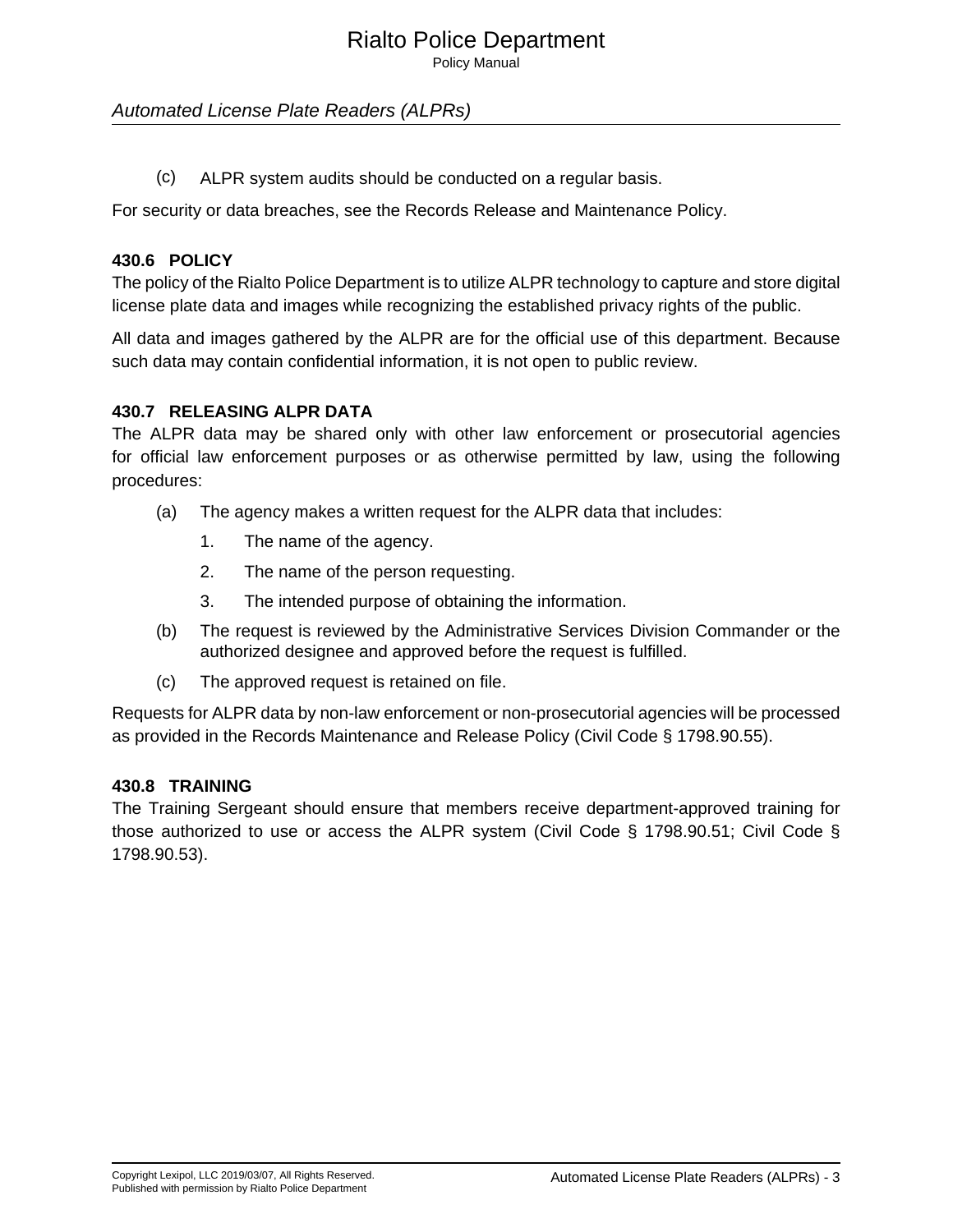(c) ALPR system audits should be conducted on a regular basis.

For security or data breaches, see the Records Release and Maintenance Policy.

### 430.6 POLICY

The policy of the Rialto Police Department is to utilize ALPR technology to capture and store digital license plate data and images while recognizing the established privacy rights of the public.

All data and images gathered by the ALPR are for the official use of this department. Because such data may contain confidential information, it is not open to public review.

### 430.7 RELEASING ALPR DATA

The ALPR data may be shared only with other law enforcement or prosecutorial agencies for official law enforcement purposes or as otherwise permitted by law, using the following procedures:

(a) The agency makes a written request for the ALPR data that includes:

1. The name of the agency.
2. The name of the person requesting.
3. The intended purpose of obtaining the information.

(b) The request is reviewed by the Administrative Services Division Commander or the authorized designee and approved before the request is fulfilled.

(c) The approved request is retained on file.

Requests for ALPR data by non-law enforcement or non-prosecutorial agencies will be processed as provided in the Records Maintenance and Release Policy (Civil Code § 1798.90.55).

### 430.8 TRAINING

The Training Sergeant should ensure that members receive department-approved training for those authorized to use or access the ALPR system (Civil Code § 1798.90.51; Civil Code § 1798.90.53).